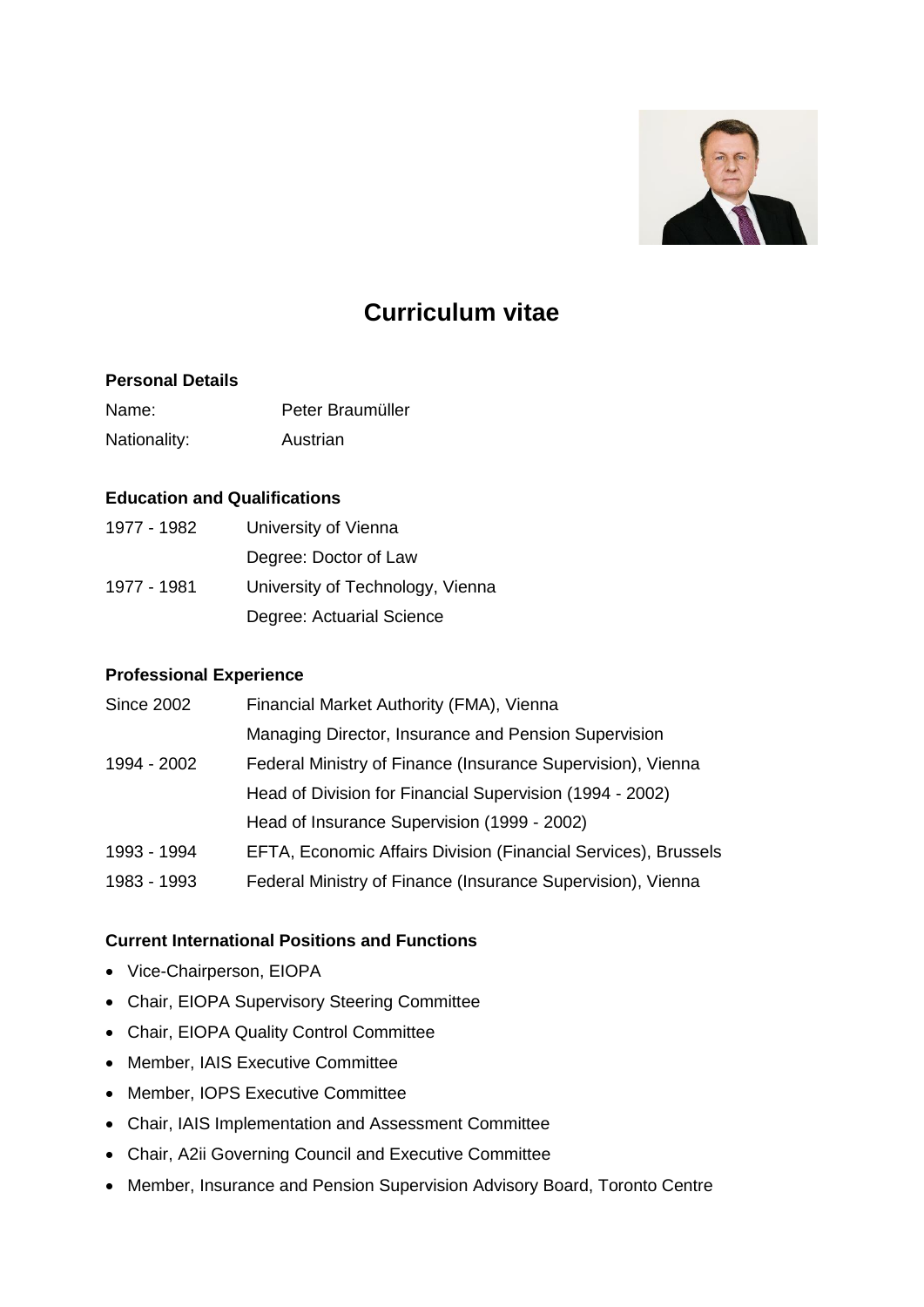# Curriculum vitae

## Personal Details

| | |
|---|---|
| Name: | Peter Braumüller |
| Nationality: | Austrian |

## Education and Qualifications

| | |
|---|---|
| 1977 - 1982 | University of Vienna |
| | Degree: Doctor of Law |
| 1977 - 1981 | University of Technology, Vienna |
| | Degree: Actuarial Science |

## Professional Experience

| | |
|---|---|
| Since 2002 | Financial Market Authority (FMA), Vienna |
| | Managing Director, Insurance and Pension Supervision |
| 1994 - 2002 | Federal Ministry of Finance (Insurance Supervision), Vienna |
| | Head of Division for Financial Supervision (1994 - 2002) |
| | Head of Insurance Supervision (1999 - 2002) |
| 1993 - 1994 | EFTA, Economic Affairs Division (Financial Services), Brussels |
| 1983 - 1993 | Federal Ministry of Finance (Insurance Supervision), Vienna |

## Current International Positions and Functions

- Vice-Chairperson, EIOPA
- Chair, EIOPA Supervisory Steering Committee
- Chair, EIOPA Quality Control Committee
- Member, IAIS Executive Committee
- Member, IOPS Executive Committee
- Chair, IAIS Implementation and Assessment Committee
- Chair, A2ii Governing Council and Executive Committee
- Member, Insurance and Pension Supervision Advisory Board, Toronto Centre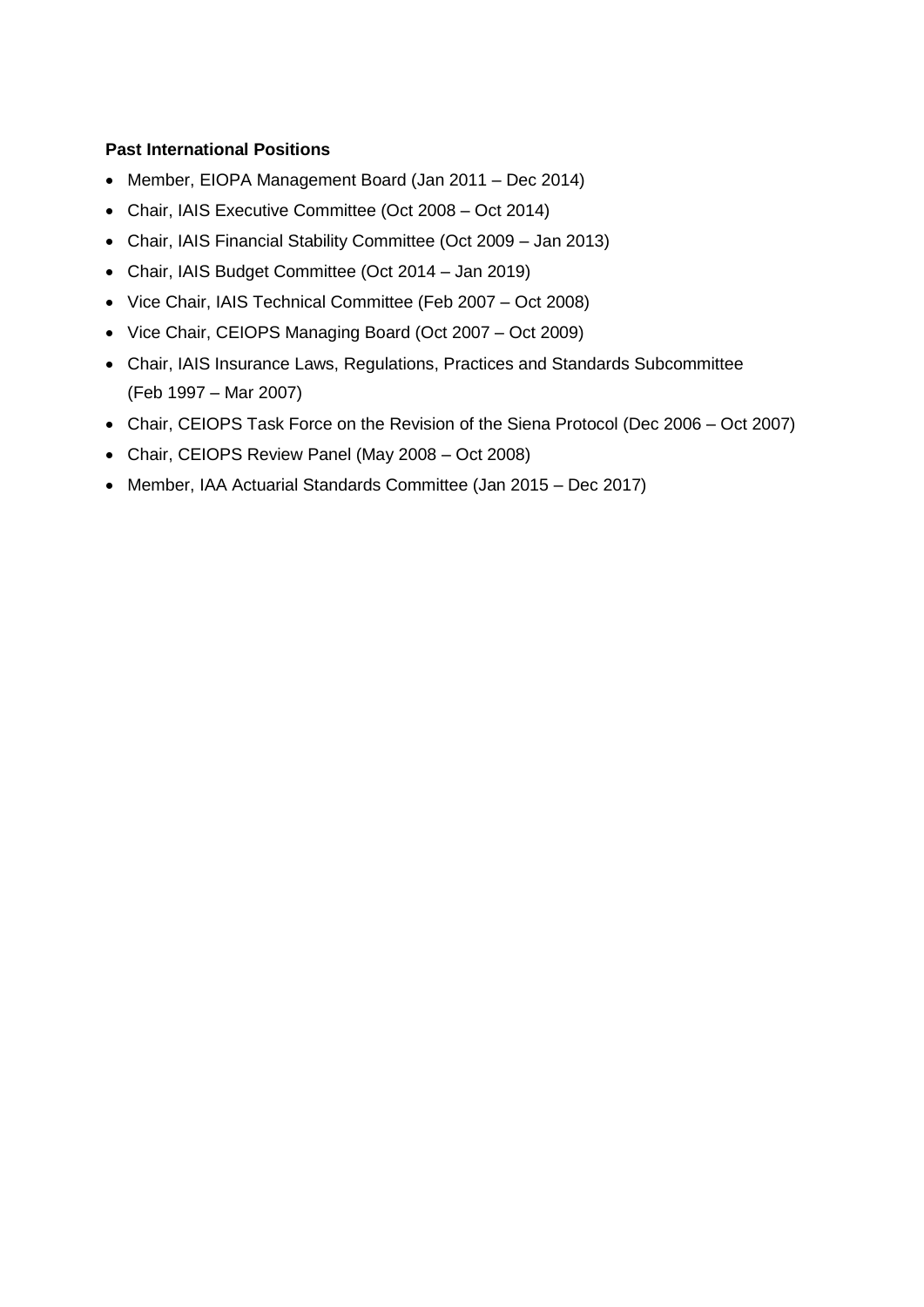**Past International Positions**

- Member, EIOPA Management Board (Jan 2011 – Dec 2014)
- Chair, IAIS Executive Committee (Oct 2008 – Oct 2014)
- Chair, IAIS Financial Stability Committee (Oct 2009 – Jan 2013)
- Chair, IAIS Budget Committee (Oct 2014 – Jan 2019)
- Vice Chair, IAIS Technical Committee (Feb 2007 – Oct 2008)
- Vice Chair, CEIOPS Managing Board (Oct 2007 – Oct 2009)
- Chair, IAIS Insurance Laws, Regulations, Practices and Standards Subcommittee (Feb 1997 – Mar 2007)
- Chair, CEIOPS Task Force on the Revision of the Siena Protocol (Dec 2006 – Oct 2007)
- Chair, CEIOPS Review Panel (May 2008 – Oct 2008)
- Member, IAA Actuarial Standards Committee (Jan 2015 – Dec 2017)